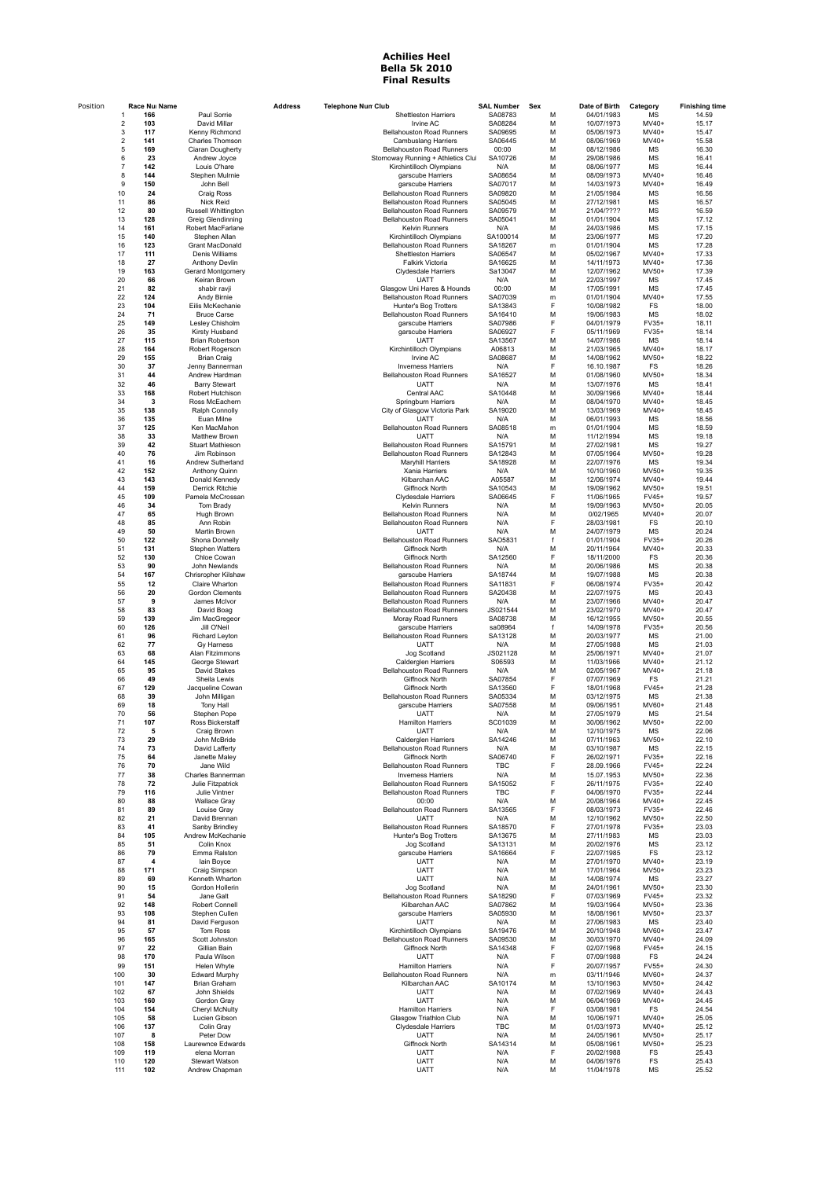# Achilles Heel
## Bella 5k 2010
## Final Results

| Position | Race Number | Name | Address | Telephone Number | Club | SAL Number | Sex | Date of Birth | Category | Finishing time |
|---|---|---|---|---|---|---|---|---|---|---|
| 1 | 166 | Paul Sorrie | | | Shettleston Harriers | SA08783 | M | 04/01/1983 | MS | 14.59 |
| 2 | 103 | David Millar | | | Irvine AC | SA08284 | M | 10/07/1973 | MV40+ | 15.17 |
| 3 | 117 | Kenny Richmond | | | Bellahouston Road Runners | SA09695 | M | 05/06/1973 | MV40+ | 15.47 |
| 2 | 141 | Charles Thomson | | | Cambuslang Harriers | SA06445 | M | 08/06/1969 | MV40+ | 15.58 |
| 5 | 169 | Ciaran Dougherty | | | Bellahouston Road Runners | 00:00 | M | 08/12/1986 | MS | 16.30 |
| 6 | 23 | Andrew Joyce | | | Stornoway Running + Athletics Clul | SA10726 | M | 29/08/1986 | MS | 16.41 |
| 7 | 142 | Louis O'hare | | | Kirchintilloch Olympians | N/A | M | 08/06/1977 | MS | 16.44 |
| 8 | 144 | Stephen Mulrnie | | | garscube Harriers | SA08654 | M | 08/09/1973 | MV40+ | 16.46 |
| 9 | 150 | John Bell | | | garscube Harriers | SA07017 | M | 14/03/1973 | MV40+ | 16.49 |
| 10 | 24 | Craig Ross | | | Bellahouston Road Runners | SA09820 | M | 21/05/1984 | MS | 16.56 |
| 11 | 86 | Nick Reid | | | Bellahouston Road Runners | SA05045 | M | 27/12/1981 | MS | 16.57 |
| 12 | 80 | Russell Whittington | | | Bellahouston Road Runners | SA09579 | M | 21/04/???? | MS | 16.59 |
| 13 | 128 | Greig Glendinning | | | Bellahouston Road Runners | SA05041 | M | 01/01/1904 | MS | 17.12 |
| 14 | 161 | Robert MacFarlane | | | Kelvin Runners | N/A | M | 24/03/1986 | MS | 17.15 |
| 15 | 140 | Stephen Allan | | | Kirchintilloch Olympians | SA100014 | M | 23/06/1977 | MS | 17.20 |
| 16 | 123 | Grant MacDonald | | | Bellahouston Road Runners | SA18267 | m | 01/01/1904 | MS | 17.28 |
| 17 | 111 | Denis Williams | | | Shettleston Harriers | SA06547 | M | 05/02/1967 | MV40+ | 17.33 |
| 18 | 27 | Anthony Devlin | | | Falkirk Victoria | SA16625 | M | 14/11/1973 | MV40+ | 17.36 |
| 19 | 163 | Gerard Montgomery | | | Clydesdale Harriers | Sa13047 | M | 12/07/1962 | MV50+ | 17.39 |
| 20 | 66 | Keiran Brown | | | UATT | N/A | M | 22/03/1997 | MS | 17.45 |
| 21 | 82 | shabir ravji | | | Glasgow Uni Hares & Hounds | 00:00 | M | 17/05/1991 | MS | 17.45 |
| 22 | 124 | Andy Birnie | | | Bellahouston Road Runners | SA07039 | m | 01/01/1904 | MV40+ | 17.55 |
| 23 | 104 | Eilis McKechanie | | | Hunter's Bog Trotters | SA13843 | F | 10/08/1982 | FS | 18.00 |
| 24 | 71 | Bruce Carse | | | Bellahouston Road Runners | SA16410 | M | 19/06/1983 | MS | 18.02 |
| 25 | 149 | Lesley Chisholm | | | garscube Harriers | SA07986 | F | 04/01/1979 | FV35+ | 18.11 |
| 26 | 35 | Kirsty Husband | | | garscube Harriers | SA06927 | F | 05/11/1969 | FV35+ | 18.14 |
| 27 | 115 | Brian Robertson | | | UATT | SA13567 | M | 14/07/1986 | MS | 18.14 |
| 28 | 164 | Robert Rogerson | | | Kirchintilloch Olympians | A06813 | M | 21/03/1965 | MV40+ | 18.17 |
| 29 | 155 | Brian Craig | | | Irvine AC | SA08687 | M | 14/08/1962 | MV50+ | 18.22 |
| 30 | 37 | Jenny Bannerman | | | Inverness Harriers | N/A | F | 16.10.1987 | FS | 18.26 |
| 31 | 44 | Andrew Hardman | | | Bellahouston Road Runners | SA16527 | M | 01/08/1960 | MV50+ | 18.34 |
| 32 | 46 | Barry Stewart | | | UATT | N/A | M | 13/07/1976 | MS | 18.41 |
| 33 | 168 | Robert Hutchison | | | Central AAC | SA10448 | M | 30/09/1966 | MV40+ | 18.44 |
| 34 | 3 | Ross McEachern | | | Springburn Harriers | N/A | M | 08/04/1970 | MV40+ | 18.45 |
| 35 | 138 | Ralph Connolly | | | City of Glasgow Victoria Park | SA19020 | M | 13/03/1969 | MV40+ | 18.45 |
| 36 | 135 | Euan Milne | | | UATT | N/A | M | 06/01/1993 | MS | 18.56 |
| 37 | 125 | Ken MacMahon | | | Bellahouston Road Runners | SA08518 | m | 01/01/1904 | MS | 18.59 |
| 38 | 33 | Matthew Brown | | | UATT | N/A | M | 11/12/1994 | MS | 19.18 |
| 39 | 42 | Stuart Mathieson | | | Bellahouston Road Runners | SA15791 | M | 27/02/1981 | MS | 19.27 |
| 40 | 76 | Jim Robinson | | | Bellahouston Road Runners | SA12843 | M | 07/05/1964 | MV50+ | 19.28 |
| 41 | 16 | Andrew Sutherland | | | Maryhill Harriers | SA18928 | M | 22/07/1976 | MS | 19.34 |
| 42 | 152 | Anthony Quinn | | | Xania Harriers | N/A | M | 10/10/1960 | MV50+ | 19.35 |
| 43 | 143 | Donald Kennedy | | | Kilbarchan AAC | A05587 | M | 12/06/1974 | MV40+ | 19.44 |
| 44 | 159 | Derrick Ritchie | | | Giffnock North | SA10543 | M | 19/09/1962 | MV50+ | 19.51 |
| 45 | 109 | Pamela McCrossan | | | Clydesdale Harriers | SA06645 | F | 11/06/1965 | FV45+ | 19.57 |
| 46 | 34 | Tom Brady | | | Kelvin Runners | N/A | M | 19/09/1963 | MV50+ | 20.05 |
| 47 | 65 | Hugh Brown | | | Bellahouston Road Runners | N/A | M | 0/02/1965 | MV40+ | 20.07 |
| 48 | 85 | Ann Robin | | | Bellahouston Road Runners | N/A | F | 28/03/1981 | FS | 20.10 |
| 49 | 50 | Martin Brown | | | UATT | N/A | M | 24/07/1979 | MS | 20.24 |
| 50 | 122 | Shona Donnelly | | | Bellahouston Road Runners | SAO5831 | f | 01/01/1904 | FV35+ | 20.26 |
| 51 | 131 | Stephen Watters | | | Giffnock North | N/A | M | 20/11/1964 | MV40+ | 20.33 |
| 52 | 130 | Chloe Cowan | | | Giffnock North | SA12560 | F | 18/11/2000 | FS | 20.36 |
| 53 | 90 | John Newlands | | | Bellahouston Road Runners | N/A | M | 20/06/1986 | MS | 20.38 |
| 54 | 167 | Chrisropher Kilshaw | | | garscube Harriers | SA18744 | M | 19/07/1988 | MS | 20.38 |
| 55 | 12 | Claire Wharton | | | Bellahouston Road Runners | SA11831 | F | 06/08/1974 | FV35+ | 20.42 |
| 56 | 20 | Gordon Clements | | | Bellahouston Road Runners | SA20438 | M | 22/07/1975 | MS | 20.43 |
| 57 | 9 | James McIvor | | | Bellahouston Road Runners | N/A | M | 23/07/1966 | MV40+ | 20.47 |
| 58 | 83 | David Boag | | | Bellahouston Road Runners | JS021544 | M | 23/02/1970 | MV40+ | 20.47 |
| 59 | 139 | Jim MacGregeor | | | Moray Road Runners | SA08738 | M | 16/12/1955 | MV50+ | 20.55 |
| 60 | 126 | Jill O'Neil | | | garscube Harriers | sa08964 | f | 14/09/1978 | FV35+ | 20.56 |
| 61 | 96 | Richard Leyton | | | Bellahouston Road Runners | SA13128 | M | 20/03/1977 | MS | 21.00 |
| 62 | 77 | Gy Harness | | | UATT | N/A | M | 27/05/1988 | MS | 21.03 |
| 63 | 68 | Alan Fitzimmons | | | Jog Scotland | JS021128 | M | 25/06/1971 | MV40+ | 21.07 |
| 64 | 145 | George Stewart | | | Calderglen Harriers | S06593 | M | 11/03/1966 | MV40+ | 21.12 |
| 65 | 95 | David Stakes | | | Bellahouston Road Runners | N/A | M | 02/05/1967 | MV40+ | 21.18 |
| 66 | 49 | Sheila Lewis | | | Giffnock North | SA07854 | F | 07/07/1969 | FS | 21.21 |
| 67 | 129 | Jacqueline Cowan | | | Giffnock North | SA13560 | F | 18/01/1968 | FV45+ | 21.28 |
| 68 | 39 | John Milligan | | | Bellahouston Road Runners | SA05334 | M | 03/12/1975 | MS | 21.38 |
| 69 | 18 | Tony Hall | | | garscube Harriers | SA07558 | M | 09/06/1951 | MV60+ | 21.48 |
| 70 | 56 | Stephen Pope | | | UATT | N/A | M | 27/05/1979 | MS | 21.54 |
| 71 | 107 | Ross Bickerstaff | | | Hamilton Harriers | SC01039 | M | 30/06/1962 | MV50+ | 22.00 |
| 72 | 5 | Craig Brown | | | UATT | N/A | M | 12/10/1975 | MS | 22.06 |
| 73 | 29 | John McBride | | | Calderglen Harriers | SA14246 | M | 07/11/1963 | MV50+ | 22.10 |
| 74 | 73 | David Lafferty | | | Bellahouston Road Runners | N/A | M | 03/10/1987 | MS | 22.15 |
| 75 | 64 | Janette Maley | | | Giffnock North | SA06740 | F | 26/02/1971 | FV35+ | 22.16 |
| 76 | 70 | Jane Wild | | | Bellahouston Road Runners | TBC | F | 28.09.1966 | FV45+ | 22.24 |
| 77 | 38 | Charles Bannerman | | | Inverness Harriers | N/A | M | 15.07.1953 | MV50+ | 22.36 |
| 78 | 72 | Julie Fitzpatrick | | | Bellahouston Road Runners | SA15052 | F | 26/11/1975 | FV35+ | 22.40 |
| 79 | 116 | Julie Vintner | | | Bellahouston Road Runners | TBC | F | 04/06/1970 | FV35+ | 22.44 |
| 80 | 88 | Wallace Gray | | | 00:00 | N/A | M | 20/08/1964 | MV40+ | 22.45 |
| 81 | 89 | Louise Gray | | | Bellahouston Road Runners | SA13565 | F | 08/03/1973 | FV35+ | 22.46 |
| 82 | 21 | David Brennan | | | UATT | N/A | M | 12/10/1962 | MV50+ | 22.50 |
| 83 | 41 | Sanby Brindley | | | Bellahouston Road Runners | SA18570 | F | 27/01/1978 | FV35+ | 23.03 |
| 84 | 105 | Andrew McKechanie | | | Hunter's Bog Trotters | SA13675 | M | 27/11/1983 | MS | 23.03 |
| 85 | 51 | Colin Knox | | | Jog Scotland | SA13131 | M | 20/02/1976 | MS | 23.12 |
| 86 | 79 | Emma Ralston | | | garscube Harriers | SA16664 | F | 22/07/1985 | FS | 23.12 |
| 87 | 4 | Iain Boyce | | | UATT | N/A | M | 27/01/1970 | MV40+ | 23.19 |
| 88 | 171 | Craig Simpson | | | UATT | N/A | M | 17/01/1964 | MV50+ | 23.23 |
| 89 | 69 | Kenneth Wharton | | | UATT | N/A | M | 14/08/1974 | MS | 23.27 |
| 90 | 15 | Gordon Hollerin | | | Jog Scotland | N/A | M | 24/01/1961 | MV50+ | 23.30 |
| 91 | 54 | Jane Galt | | | Bellahouston Road Runners | SA18290 | F | 07/03/1969 | FV45+ | 23.32 |
| 92 | 148 | Robert Connell | | | Kilbarchan AAC | SA07862 | M | 19/03/1964 | MV50+ | 23.36 |
| 93 | 108 | Stephen Cullen | | | garscube Harriers | SA05930 | M | 18/08/1961 | MV50+ | 23.37 |
| 94 | 81 | David Ferguson | | | UATT | N/A | M | 27/06/1983 | MS | 23.40 |
| 95 | 57 | Tom Ross | | | Kirchintilloch Olympians | SA19476 | M | 20/10/1948 | MV60+ | 23.47 |
| 96 | 165 | Scott Johnston | | | Bellahouston Road Runners | SA09530 | M | 30/03/1970 | MV40+ | 24.09 |
| 97 | 22 | Gillian Bain | | | Giffnock North | SA14348 | F | 02/07/1968 | FV45+ | 24.15 |
| 98 | 170 | Paula Wilson | | | UATT | N/A | F | 07/09/1988 | FS | 24.24 |
| 99 | 151 | Helen Whyte | | | Hamilton Harriers | N/A | F | 20/07/1957 | FV55+ | 24.30 |
| 100 | 30 | Edward Murphy | | | Bellahouston Road Runners | N/A | m | 03/11/1946 | MV60+ | 24.37 |
| 101 | 147 | Brian Graham | | | Kilbarchan AAC | SA10174 | M | 13/10/1963 | MV50+ | 24.42 |
| 102 | 67 | John Shields | | | UATT | N/A | M | 07/02/1969 | MV40+ | 24.43 |
| 103 | 160 | Gordon Gray | | | UATT | N/A | M | 06/04/1969 | MV40+ | 24.45 |
| 104 | 154 | Cheryl McNulty | | | Hamilton Harriers | N/A | F | 03/08/1981 | FS | 24.54 |
| 105 | 58 | Lucien Gibson | | | Glasgow Triathlon Club | N/A | M | 10/06/1971 | MV40+ | 25.05 |
| 106 | 137 | Colin Gray | | | Clydesdale Harriers | TBC | M | 01/03/1973 | MV40+ | 25.12 |
| 107 | 8 | Peter Dow | | | UATT | N/A | M | 24/05/1961 | MV50+ | 25.17 |
| 108 | 158 | Laurewnce Edwards | | | Giffnock North | SA14314 | M | 05/08/1961 | MV50+ | 25.23 |
| 109 | 119 | elena Morran | | | UATT | N/A | F | 20/02/1988 | FS | 25.43 |
| 110 | 120 | Stewart Watson | | | UATT | N/A | M | 04/06/1976 | FS | 25.43 |
| 111 | 102 | Andrew Chapman | | | UATT | N/A | M | 11/04/1978 | MS | 25.52 |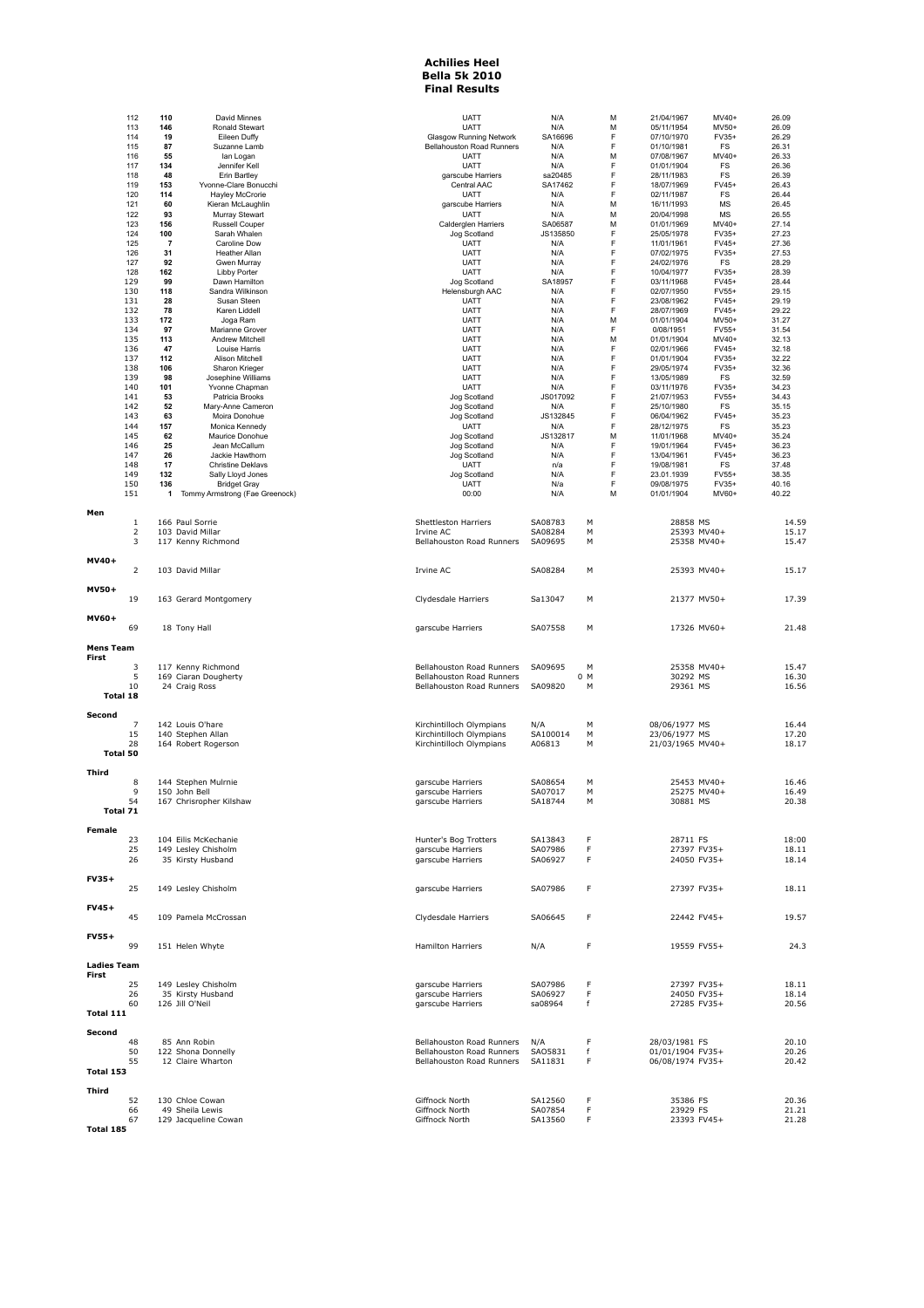# Achilies Heel
## Bella 5k 2010
## Final Results

| | | | | | | | | |
|---|---|---|---|---|---|---|---|---|
| 112 | 110 | David Minnes | UATT | N/A | M | 21/04/1967 | MV40+ | 26.09 |
| 113 | 146 | Ronald Stewart | UATT | N/A | M | 05/11/1954 | MV50+ | 26.09 |
| 114 | 19 | Eileen Duffy | Glasgow Running Network | SA16696 | F | 07/10/1970 | FV35+ | 26.29 |
| 115 | 87 | Suzanne Lamb | Bellahouston Road Runners | N/A | F | 01/10/1981 | FS | 26.31 |
| 116 | 55 | Ian Logan | UATT | N/A | M | 07/08/1967 | MV40+ | 26.33 |
| 117 | 134 | Jennifer Kell | UATT | N/A | F | 01/01/1904 | FS | 26.36 |
| 118 | 48 | Erin Bartley | garscube Harriers | sa20485 | F | 28/11/1983 | FS | 26.39 |
| 119 | 153 | Yvonne-Clare Bonucchi | Central AAC | SA17462 | F | 18/07/1969 | FV45+ | 26.43 |
| 120 | 114 | Hayley McCrorie | UATT | N/A | F | 02/11/1987 | FS | 26.44 |
| 121 | 60 | Kieran McLaughlin | garscube Harriers | N/A | M | 16/11/1993 | MS | 26.45 |
| 122 | 93 | Murray Stewart | UATT | N/A | M | 20/04/1998 | MS | 26.55 |
| 123 | 156 | Russell Couper | Calderglen Harriers | SA06587 | M | 01/01/1969 | MV40+ | 27.14 |
| 124 | 100 | Sarah Whalen | Jog Scotland | JS135850 | F | 25/05/1978 | FV35+ | 27.23 |
| 125 | 7 | Caroline Dow | UATT | N/A | F | 11/01/1961 | FV45+ | 27.36 |
| 126 | 31 | Heather Allan | UATT | N/A | F | 07/02/1975 | FV35+ | 27.53 |
| 127 | 92 | Gwen Murray | UATT | N/A | F | 24/02/1976 | FS | 28.29 |
| 128 | 162 | Libby Porter | UATT | N/A | F | 10/04/1977 | FV35+ | 28.39 |
| 129 | 99 | Dawn Hamilton | Jog Scotland | SA18957 | F | 03/11/1968 | FV45+ | 28.44 |
| 130 | 118 | Sandra Wilkinson | Helensburgh AAC | N/A | F | 02/07/1950 | FV55+ | 29.15 |
| 131 | 28 | Susan Steen | UATT | N/A | F | 23/08/1962 | FV45+ | 29.19 |
| 132 | 78 | Karen Liddell | UATT | N/A | F | 28/07/1969 | FV45+ | 29.22 |
| 133 | 172 | Joga Ram | UATT | N/A | M | 01/01/1904 | MV50+ | 31.27 |
| 134 | 97 | Marianne Grover | UATT | N/A | F | 0/08/1951 | FV55+ | 31.54 |
| 135 | 113 | Andrew Mitchell | UATT | N/A | M | 01/01/1904 | MV40+ | 32.13 |
| 136 | 47 | Louise Harris | UATT | N/A | F | 02/01/1966 | FV45+ | 32.18 |
| 137 | 112 | Alison Mitchell | UATT | N/A | F | 01/01/1904 | FV35+ | 32.22 |
| 138 | 106 | Sharon Krieger | UATT | N/A | F | 29/05/1974 | FV35+ | 32.36 |
| 139 | 98 | Josephine Williams | UATT | N/A | F | 13/05/1989 | FS | 32.59 |
| 140 | 101 | Yvonne Chapman | UATT | N/A | F | 03/11/1976 | FV35+ | 34.23 |
| 141 | 53 | Patricia Brooks | Jog Scotland | JS017092 | F | 21/07/1953 | FV55+ | 34.43 |
| 142 | 52 | Mary-Anne Cameron | Jog Scotland | N/A | F | 25/10/1980 | FS | 35.15 |
| 143 | 63 | Moira Donohue | Jog Scotland | JS132845 | F | 06/04/1962 | FV45+ | 35.23 |
| 144 | 157 | Monica Kennedy | UATT | N/A | F | 28/12/1975 | FS | 35.23 |
| 145 | 62 | Maurice Donohue | Jog Scotland | JS132817 | M | 11/01/1968 | MV40+ | 35.24 |
| 146 | 25 | Jean McCallum | Jog Scotland | N/A | F | 19/01/1964 | FV45+ | 36.23 |
| 147 | 26 | Jackie Hawthorn | Jog Scotland | N/A | F | 13/04/1961 | FV45+ | 36.23 |
| 148 | 17 | Christine Deklavs | UATT | n/a | F | 19/08/1981 | FS | 37.48 |
| 149 | 132 | Sally Lloyd Jones | Jog Scotland | N/A | F | 23.01.1939 | FV55+ | 38.35 |
| 150 | 136 | Bridget Gray | UATT | N/a | F | 09/08/1975 | FV35+ | 40.16 |
| 151 | 1 | Tommy Armstrong (Fae Greenock) | 00:00 | N/A | M | 01/01/1904 | MV60+ | 40.22 |

**Men**

| | | | | | | | | |
|---|---|---|---|---|---|---|---|---|
| 1 | 166 | Paul Sorrie | Shettleston Harriers | SA08783 | M | 28858 | MS | 14.59 |
| 2 | 103 | David Millar | Irvine AC | SA08284 | M | 25393 | MV40+ | 15.17 |
| 3 | 117 | Kenny Richmond | Bellahouston Road Runners | SA09695 | M | 25358 | MV40+ | 15.47 |

**MV40+**

| | | | | | | | | |
|---|---|---|---|---|---|---|---|---|
| 2 | 103 | David Millar | Irvine AC | SA08284 | M | 25393 | MV40+ | 15.17 |

**MV50+**

| | | | | | | | | |
|---|---|---|---|---|---|---|---|---|
| 19 | 163 | Gerard Montgomery | Clydesdale Harriers | Sa13047 | M | 21377 | MV50+ | 17.39 |

**MV60+**

| | | | | | | | | |
|---|---|---|---|---|---|---|---|---|
| 69 | 18 | Tony Hall | garscube Harriers | SA07558 | M | 17326 | MV60+ | 21.48 |

**Mens Team**

**First**

| | | | | | | | | |
|---|---|---|---|---|---|---|---|---|
| 3 | 117 | Kenny Richmond | Bellahouston Road Runners | SA09695 | M | 25358 | MV40+ | 15.47 |
| 5 | 169 | Ciaran Dougherty | Bellahouston Road Runners | 0 | M | 30292 | MS | 16.30 |
| 10 | 24 | Craig Ross | Bellahouston Road Runners | SA09820 | M | 29361 | MS | 16.56 |

**Total 18**

**Second**

| | | | | | | | | |
|---|---|---|---|---|---|---|---|---|
| 7 | 142 | Louis O'hare | Kirchintilloch Olympians | N/A | M | 08/06/1977 | MS | 16.44 |
| 15 | 140 | Stephen Allan | Kirchintilloch Olympians | SA100014 | M | 23/06/1977 | MS | 17.20 |
| 28 | 164 | Robert Rogerson | Kirchintilloch Olympians | A06813 | M | 21/03/1965 | MV40+ | 18.17 |

**Total 50**

**Third**

| | | | | | | | | |
|---|---|---|---|---|---|---|---|---|
| 8 | 144 | Stephen Mulrnie | garscube Harriers | SA08654 | M | 25453 | MV40+ | 16.46 |
| 9 | 150 | John Bell | garscube Harriers | SA07017 | M | 25275 | MV40+ | 16.49 |
| 54 | 167 | Chrisropher Kilshaw | garscube Harriers | SA18744 | M | 30881 | MS | 20.38 |

**Total 71**

**Female**

| | | | | | | | | |
|---|---|---|---|---|---|---|---|---|
| 23 | 104 | Eilis McKechanie | Hunter's Bog Trotters | SA13843 | F | 28711 | FS | 18:00 |
| 25 | 149 | Lesley Chisholm | garscube Harriers | SA07986 | F | 27397 | FV35+ | 18.11 |
| 26 | 35 | Kirsty Husband | garscube Harriers | SA06927 | F | 24050 | FV35+ | 18.14 |

**FV35+**

| | | | | | | | | |
|---|---|---|---|---|---|---|---|---|
| 25 | 149 | Lesley Chisholm | garscube Harriers | SA07986 | F | 27397 | FV35+ | 18.11 |

**FV45+**

| | | | | | | | | |
|---|---|---|---|---|---|---|---|---|
| 45 | 109 | Pamela McCrossan | Clydesdale Harriers | SA06645 | F | 22442 | FV45+ | 19.57 |

**FV55+**

| | | | | | | | | |
|---|---|---|---|---|---|---|---|---|
| 99 | 151 | Helen Whyte | Hamilton Harriers | N/A | F | 19559 | FV55+ | 24.3 |

**Ladies Team**

**First**

| | | | | | | | | |
|---|---|---|---|---|---|---|---|---|
| 25 | 149 | Lesley Chisholm | garscube Harriers | SA07986 | F | 27397 | FV35+ | 18.11 |
| 26 | 35 | Kirsty Husband | garscube Harriers | SA06927 | F | 24050 | FV35+ | 18.14 |
| 60 | 126 | Jill O'Neil | garscube Harriers | sa08964 | f | 27285 | FV35+ | 20.56 |

**Total 111**

**Second**

| | | | | | | | | |
|---|---|---|---|---|---|---|---|---|
| 48 | 85 | Ann Robin | Bellahouston Road Runners | N/A | F | 28/03/1981 | FS | 20.10 |
| 50 | 122 | Shona Donnelly | Bellahouston Road Runners | SAO5831 | f | 01/01/1904 | FV35+ | 20.26 |
| 55 | 12 | Claire Wharton | Bellahouston Road Runners | SA11831 | F | 06/08/1974 | FV35+ | 20.42 |

**Total 153**

**Third**

| | | | | | | | | |
|---|---|---|---|---|---|---|---|---|
| 52 | 130 | Chloe Cowan | Giffnock North | SA12560 | F | 35386 | FS | 20.36 |
| 66 | 49 | Sheila Lewis | Giffnock North | SA07854 | F | 23929 | FS | 21.21 |
| 67 | 129 | Jacqueline Cowan | Giffnock North | SA13560 | F | 23393 | FV45+ | 21.28 |

**Total 185**